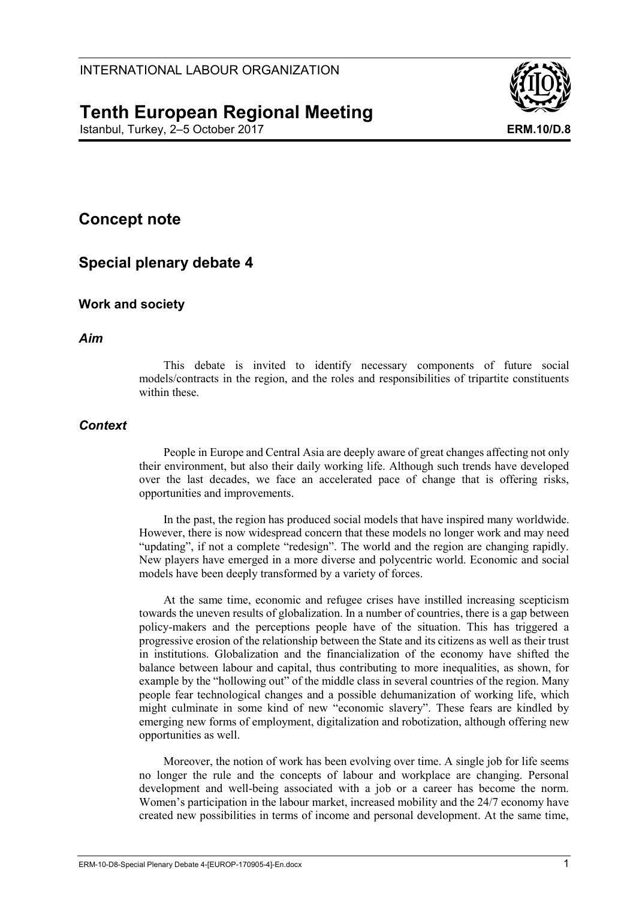INTERNATIONAL LABOUR ORGANIZATION

# Tenth European Regional Meeting

Istanbul, Turkey, 2–5 October 2017

**ERM.10/D.8**

## Concept note

## Special plenary debate 4

### Work and society

#### *Aim*

This debate is invited to identify necessary components of future social models/contracts in the region, and the roles and responsibilities of tripartite constituents within these.

#### *Context*

People in Europe and Central Asia are deeply aware of great changes affecting not only their environment, but also their daily working life. Although such trends have developed over the last decades, we face an accelerated pace of change that is offering risks, opportunities and improvements.

In the past, the region has produced social models that have inspired many worldwide. However, there is now widespread concern that these models no longer work and may need "updating", if not a complete "redesign". The world and the region are changing rapidly. New players have emerged in a more diverse and polycentric world. Economic and social models have been deeply transformed by a variety of forces.

At the same time, economic and refugee crises have instilled increasing scepticism towards the uneven results of globalization. In a number of countries, there is a gap between policy-makers and the perceptions people have of the situation. This has triggered a progressive erosion of the relationship between the State and its citizens as well as their trust in institutions. Globalization and the financialization of the economy have shifted the balance between labour and capital, thus contributing to more inequalities, as shown, for example by the "hollowing out" of the middle class in several countries of the region. Many people fear technological changes and a possible dehumanization of working life, which might culminate in some kind of new "economic slavery". These fears are kindled by emerging new forms of employment, digitalization and robotization, although offering new opportunities as well.

Moreover, the notion of work has been evolving over time. A single job for life seems no longer the rule and the concepts of labour and workplace are changing. Personal development and well-being associated with a job or a career has become the norm. Women's participation in the labour market, increased mobility and the 24/7 economy have created new possibilities in terms of income and personal development. At the same time,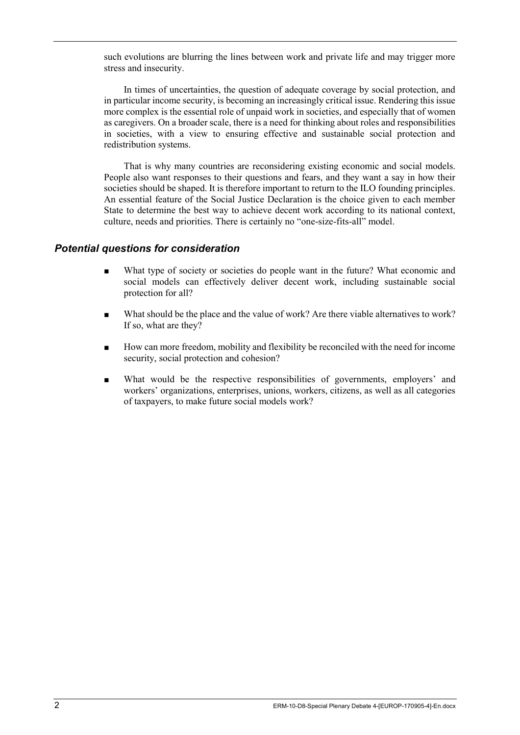such evolutions are blurring the lines between work and private life and may trigger more stress and insecurity.

In times of uncertainties, the question of adequate coverage by social protection, and in particular income security, is becoming an increasingly critical issue. Rendering this issue more complex is the essential role of unpaid work in societies, and especially that of women as caregivers. On a broader scale, there is a need for thinking about roles and responsibilities in societies, with a view to ensuring effective and sustainable social protection and redistribution systems.

That is why many countries are reconsidering existing economic and social models. People also want responses to their questions and fears, and they want a say in how their societies should be shaped. It is therefore important to return to the ILO founding principles. An essential feature of the Social Justice Declaration is the choice given to each member State to determine the best way to achieve decent work according to its national context, culture, needs and priorities. There is certainly no "one-size-fits-all" model.

### *Potential questions for consideration*

- What type of society or societies do people want in the future? What economic and social models can effectively deliver decent work, including sustainable social protection for all?
- What should be the place and the value of work? Are there viable alternatives to work? If so, what are they?
- How can more freedom, mobility and flexibility be reconciled with the need for income security, social protection and cohesion?
- What would be the respective responsibilities of governments, employers' and workers' organizations, enterprises, unions, workers, citizens, as well as all categories of taxpayers, to make future social models work?